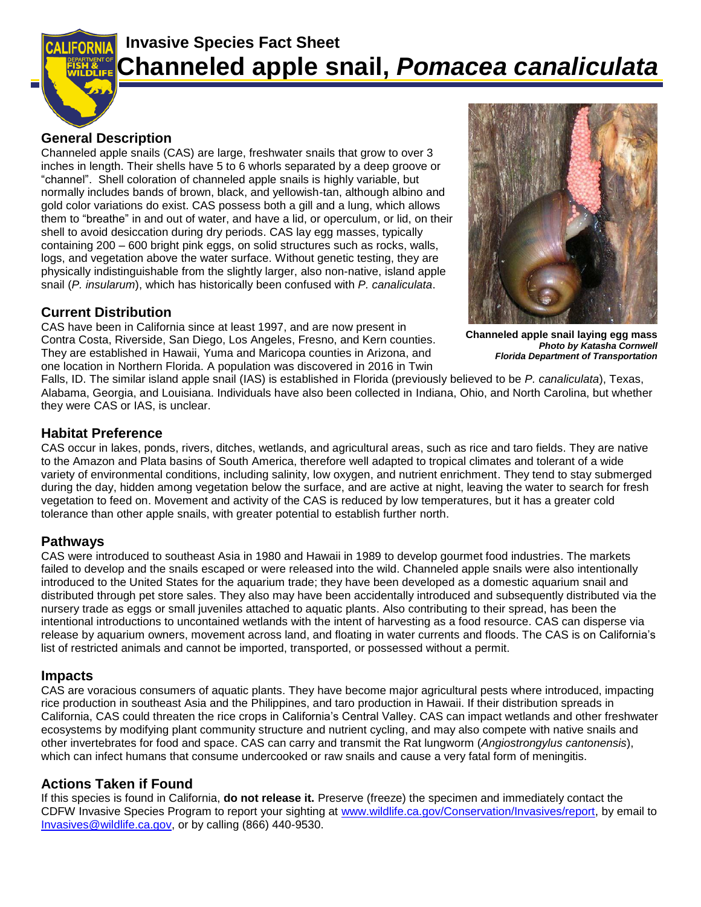# Invasive Species Fact Sheet

# Channeled apple snail, *Pomacea canaliculata*

## General Description

Channeled apple snails (CAS) are large, freshwater snails that grow to over 3 inches in length. Their shells have 5 to 6 whorls separated by a deep groove or "channel". Shell coloration of channeled apple snails is highly variable, but normally includes bands of brown, black, and yellowish-tan, although albino and gold color variations do exist. CAS possess both a gill and a lung, which allows them to "breathe" in and out of water, and have a lid, or operculum, or lid, on their shell to avoid desiccation during dry periods. CAS lay egg masses, typically containing 200 – 600 bright pink eggs, on solid structures such as rocks, walls, logs, and vegetation above the water surface. Without genetic testing, they are physically indistinguishable from the slightly larger, also non-native, island apple snail (*P. insularum*), which has historically been confused with *P. canaliculata*.

**Channeled apple snail laying egg mass**
***Photo by Katasha Cornwell***
***Florida Department of Transportation***

## Current Distribution

CAS have been in California since at least 1997, and are now present in Contra Costa, Riverside, San Diego, Los Angeles, Fresno, and Kern counties. They are established in Hawaii, Yuma and Maricopa counties in Arizona, and one location in Northern Florida. A population was discovered in 2016 in Twin Falls, ID. The similar island apple snail (IAS) is established in Florida (previously believed to be *P. canaliculata*), Texas, Alabama, Georgia, and Louisiana. Individuals have also been collected in Indiana, Ohio, and North Carolina, but whether they were CAS or IAS, is unclear.

## Habitat Preference

CAS occur in lakes, ponds, rivers, ditches, wetlands, and agricultural areas, such as rice and taro fields. They are native to the Amazon and Plata basins of South America, therefore well adapted to tropical climates and tolerant of a wide variety of environmental conditions, including salinity, low oxygen, and nutrient enrichment. They tend to stay submerged during the day, hidden among vegetation below the surface, and are active at night, leaving the water to search for fresh vegetation to feed on. Movement and activity of the CAS is reduced by low temperatures, but it has a greater cold tolerance than other apple snails, with greater potential to establish further north.

## Pathways

CAS were introduced to southeast Asia in 1980 and Hawaii in 1989 to develop gourmet food industries. The markets failed to develop and the snails escaped or were released into the wild. Channeled apple snails were also intentionally introduced to the United States for the aquarium trade; they have been developed as a domestic aquarium snail and distributed through pet store sales. They also may have been accidentally introduced and subsequently distributed via the nursery trade as eggs or small juveniles attached to aquatic plants. Also contributing to their spread, has been the intentional introductions to uncontained wetlands with the intent of harvesting as a food resource. CAS can disperse via release by aquarium owners, movement across land, and floating in water currents and floods. The CAS is on California's list of restricted animals and cannot be imported, transported, or possessed without a permit.

## Impacts

CAS are voracious consumers of aquatic plants. They have become major agricultural pests where introduced, impacting rice production in southeast Asia and the Philippines, and taro production in Hawaii. If their distribution spreads in California, CAS could threaten the rice crops in California's Central Valley. CAS can impact wetlands and other freshwater ecosystems by modifying plant community structure and nutrient cycling, and may also compete with native snails and other invertebrates for food and space. CAS can carry and transmit the Rat lungworm (*Angiostrongylus cantonensis*), which can infect humans that consume undercooked or raw snails and cause a very fatal form of meningitis.

## Actions Taken if Found

If this species is found in California, **do not release it.** Preserve (freeze) the specimen and immediately contact the CDFW Invasive Species Program to report your sighting at [www.wildlife.ca.gov/Conservation/Invasives/report](www.wildlife.ca.gov/Conservation/Invasives/report), by email to [Invasives@wildlife.ca.gov](mailto:Invasives@wildlife.ca.gov), or by calling (866) 440-9530.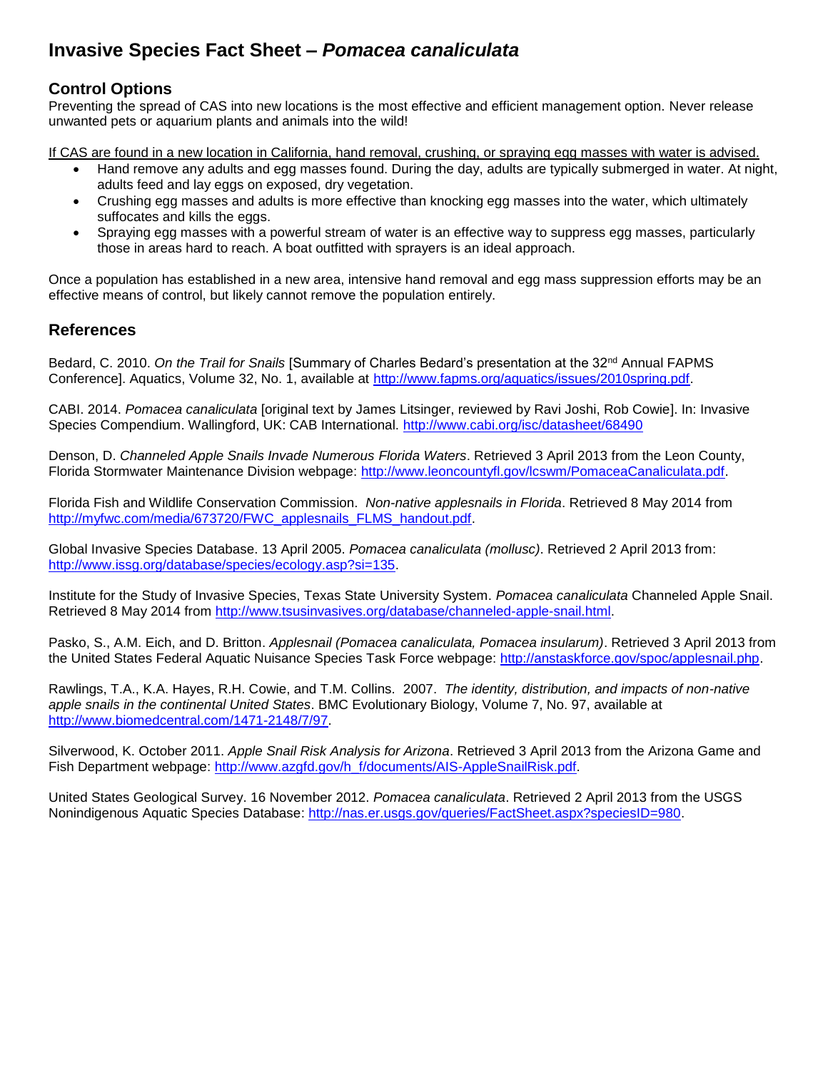# Invasive Species Fact Sheet – *Pomacea canaliculata*

## Control Options

Preventing the spread of CAS into new locations is the most effective and efficient management option. Never release unwanted pets or aquarium plants and animals into the wild!

<u>If CAS are found in a new location in California, hand removal, crushing, or spraying egg masses with water is advised.</u>

- Hand remove any adults and egg masses found. During the day, adults are typically submerged in water. At night, adults feed and lay eggs on exposed, dry vegetation.
- Crushing egg masses and adults is more effective than knocking egg masses into the water, which ultimately suffocates and kills the eggs.
- Spraying egg masses with a powerful stream of water is an effective way to suppress egg masses, particularly those in areas hard to reach. A boat outfitted with sprayers is an ideal approach.

Once a population has established in a new area, intensive hand removal and egg mass suppression efforts may be an effective means of control, but likely cannot remove the population entirely.

## References

Bedard, C. 2010. *On the Trail for Snails* [Summary of Charles Bedard's presentation at the 32nd Annual FAPMS Conference]. Aquatics, Volume 32, No. 1, available at http://www.fapms.org/aquatics/issues/2010spring.pdf.

CABI. 2014. *Pomacea canaliculata* [original text by James Litsinger, reviewed by Ravi Joshi, Rob Cowie]. In: Invasive Species Compendium. Wallingford, UK: CAB International. http://www.cabi.org/isc/datasheet/68490

Denson, D. *Channeled Apple Snails Invade Numerous Florida Waters*. Retrieved 3 April 2013 from the Leon County, Florida Stormwater Maintenance Division webpage: http://www.leoncountyfl.gov/lcswm/PomaceaCanaliculata.pdf.

Florida Fish and Wildlife Conservation Commission. *Non-native applesnails in Florida*. Retrieved 8 May 2014 from http://myfwc.com/media/673720/FWC_applesnails_FLMS_handout.pdf.

Global Invasive Species Database. 13 April 2005. *Pomacea canaliculata (mollusc)*. Retrieved 2 April 2013 from: http://www.issg.org/database/species/ecology.asp?si=135.

Institute for the Study of Invasive Species, Texas State University System. *Pomacea canaliculata* Channeled Apple Snail. Retrieved 8 May 2014 from http://www.tsusinvasives.org/database/channeled-apple-snail.html.

Pasko, S., A.M. Eich, and D. Britton. *Applesnail (Pomacea canaliculata, Pomacea insularum)*. Retrieved 3 April 2013 from the United States Federal Aquatic Nuisance Species Task Force webpage: http://anstaskforce.gov/spoc/applesnail.php.

Rawlings, T.A., K.A. Hayes, R.H. Cowie, and T.M. Collins. 2007. *The identity, distribution, and impacts of non-native apple snails in the continental United States*. BMC Evolutionary Biology, Volume 7, No. 97, available at http://www.biomedcentral.com/1471-2148/7/97.

Silverwood, K. October 2011. *Apple Snail Risk Analysis for Arizona*. Retrieved 3 April 2013 from the Arizona Game and Fish Department webpage: http://www.azgfd.gov/h_f/documents/AIS-AppleSnailRisk.pdf.

United States Geological Survey. 16 November 2012. *Pomacea canaliculata*. Retrieved 2 April 2013 from the USGS Nonindigenous Aquatic Species Database: http://nas.er.usgs.gov/queries/FactSheet.aspx?speciesID=980.